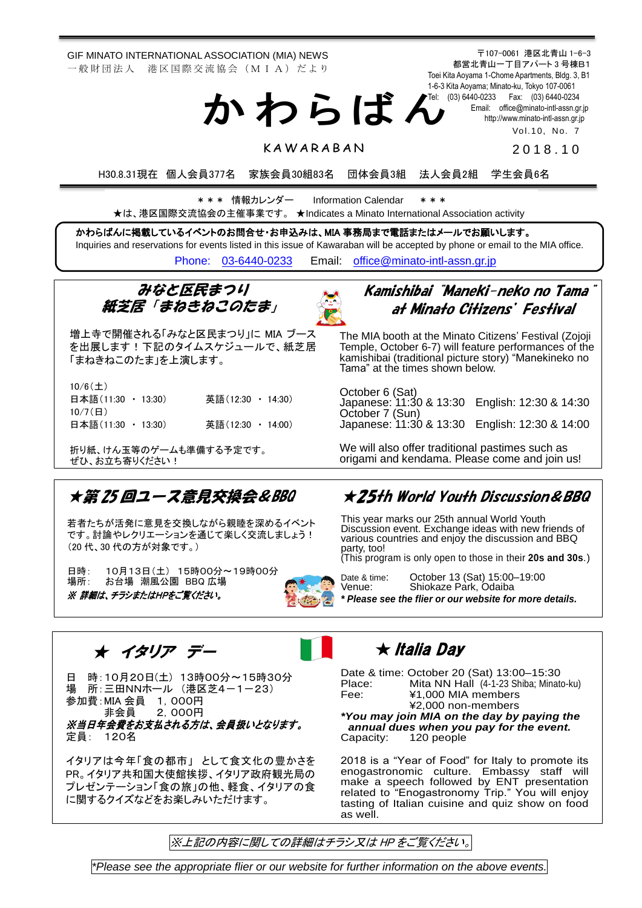GIF MINATO INTERNATIONAL ASSOCIATION (MIA) NEWS
一般財団法人　港区国際交流協会（ＭＩＡ）だより

〒107-0061 港区北青山 1-6-3
都営北青山一丁目アパート 3 号棟B1
Toei Kita Aoyama 1-Chome Apartments, Bldg. 3, B1
1-6-3 Kita Aoyama; Minato-ku, Tokyo 107-0061
Tel: (03) 6440-0233　Fax: (03) 6440-0234
Email: office@minato-intl-assn.gr.jp
http://www.minato-intl-assn.gr.jp

# かわらばん

KAWARABAN

Vol.10, No. 7
2018.10

H30.8.31現在　個人会員377名　家族会員30組83名　団体会員3組　法人会員2組　学生会員6名

＊＊＊ 情報カレンダー　Information Calendar ＊＊＊

★は、港区国際交流協会の主催事業です。 ★Indicates a Minato International Association activity

**かわらばんに掲載しているイベントのお問合せ・お申込みは、MIA 事務局まで電話またはメールでお願いします。**
Inquiries and reservations for events listed in this issue of Kawaraban will be accepted by phone or email to the MIA office.
Phone: 03-6440-0233　Email: office@minato-intl-assn.gr.jp

## みなと区民まつり 紙芝居「まねきねこのたま」

増上寺で開催される「みなと区民まつり」に MIA ブースを出展します！下記のタイムスケジュールで、紙芝居「まねきねこのたま」を上演します。

10/6（土）
日本語（11:30 ・ 13:30）　英語（12:30 ・ 14:30）
10/7（日）
日本語（11:30 ・ 13:30）　英語（12:30 ・ 14:00）

折り紙、けん玉等のゲームも準備する予定です。
ぜひ、お立ち寄りください！

## Kamishibai "Maneki-neko no Tama" at Minato Citizens' Festival

The MIA booth at the Minato Citizens' Festival (Zojoji Temple, October 6-7) will feature performances of the kamishibai (traditional picture story) "Manekineko no Tama" at the times shown below.

October 6 (Sat)
Japanese: 11:30 & 13:30　English: 12:30 & 14:30
October 7 (Sun)
Japanese: 11:30 & 13:30　English: 12:30 & 14:00

We will also offer traditional pastimes such as origami and kendama. Please come and join us!

## ★第 25 回ユース意見交換会＆BBQ

若者たちが活発に意見を交換しながら親睦を深めるイベントです。討論やレクリエーションを通じて楽しく交流しましょう！（20 代、30 代の方が対象です。）

日時:　10月13日（土） 15時00分～19時00分
場所:　お台場 潮風公園 BBQ 広場

*※ 詳細は、チラシまたはHPをご覧ください。*

## ★25th World Youth Discussion＆BBQ

This year marks our 25th annual World Youth Discussion event. Exchange ideas with new friends of various countries and enjoy the discussion and BBQ party, too!
(This program is only open to those in their **20s and 30s**.)

Date & time:　October 13 (Sat) 15:00–19:00
Venue:　Shiokaze Park, Odaiba

***\* Please see the flier or our website for more details.***

## ★ イタリア デー

日　時：10月20日(土) 13時00分～15時30分
場　所：三田NNホール （港区芝4－1－23）
参加費：MIA 会員　1，000円
　　　　非会員　2，000円

***※当日年会費をお支払される方は、会員扱いとなります。***

定員：　120名

イタリアは今年「食の都市」 として食文化の豊かさをPR。イタリア共和国大使館挨拶、イタリア政府観光局のプレゼンテーション「食の旅」の他、軽食、イタリアの食に関するクイズなどをお楽しみいただけます。

## ★ Italia Day

Date & time: October 20 (Sat) 13:00–15:30
Place:　Mita NN Hall (4-1-23 Shiba; Minato-ku)
Fee:　¥1,000 MIA members
　　　¥2,000 non-members

***\*You may join MIA on the day by paying the annual dues when you pay for the event.***

Capacity:　120 people

2018 is a "Year of Food" for Italy to promote its enogastronomic culture. Embassy staff will make a speech followed by ENT presentation related to "Enogastronomy Trip." You will enjoy tasting of Italian cuisine and quiz show on food as well.

*※上記の内容に関しての詳細はチラシ又は HP をご覧ください。*

*\*Please see the appropriate flier or our website for further information on the above events.*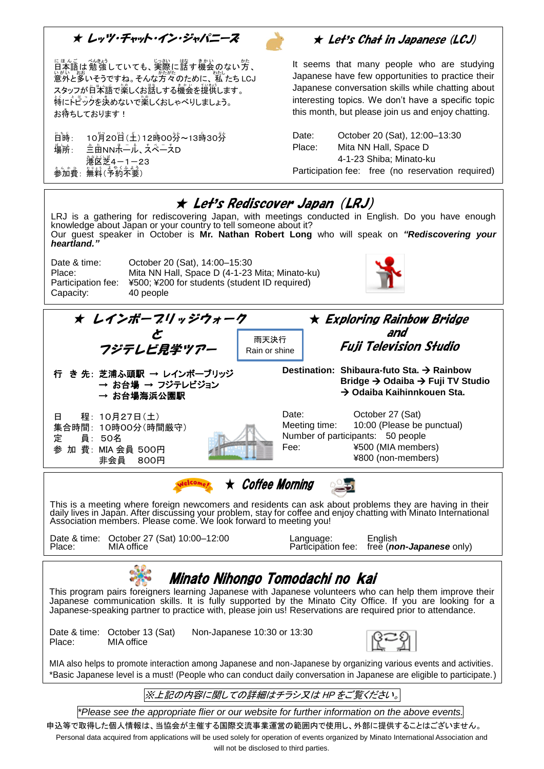## ★ レッツ・チャット・イン・ジャパニーズ

日本語は勉強していても、実際に話す機会のない方、意外と多いそうですね。そんな方々のために、私たち LCJ スタッフが日本語で楽しくお話しする機会を提供します。特にトピックを決めないで楽しくおしゃべりしましょう。お待ちしております！

日時: 10月20日(土) 12時00分～13時30分
場所: 三田NNホール、スペースD
港区芝4−1−23
参加費: 無料(予約不要)

## ★ Let's Chat in Japanese (LCJ)

It seems that many people who are studying Japanese have few opportunities to practice their Japanese conversation skills while chatting about interesting topics. We don't have a specific topic this month, but please join us and enjoy chatting.

Date: October 20 (Sat), 12:00–13:30
Place: Mita NN Hall, Space D
4-1-23 Shiba; Minato-ku
Participation fee: free (no reservation required)

## ★ Let's Rediscover Japan (LRJ)

LRJ is a gathering for rediscovering Japan, with meetings conducted in English. Do you have enough knowledge about Japan or your country to tell someone about it?
Our guest speaker in October is **Mr. Nathan Robert Long** who will speak on ***"Rediscovering your heartland."***

Date & time: October 20 (Sat), 14:00–15:30
Place: Mita NN Hall, Space D (4-1-23 Mita; Minato-ku)
Participation fee: ¥500; ¥200 for students (student ID required)
Capacity: 40 people

## ★ レインボーブリッジウォーク と フジテレビ見学ツアー

雨天決行
Rain or shine

**行き先: 芝浦ふ頭駅 → レインボーブリッジ → お台場 → フジテレビジョン → お台場海浜公園駅**

日程: 10月27日(土)
集合時間: 10時00分(時間厳守)
定員: 50名
参加費: MIA 会員 500円
非会員 800円

## ★ Exploring Rainbow Bridge and Fuji Television Studio

**Destination: Shibaura-futo Sta. → Rainbow Bridge → Odaiba → Fuji TV Studio → Odaiba Kaihinnkouen Sta.**

Date: October 27 (Sat)
Meeting time: 10:00 (Please be punctual)
Number of participants: 50 people
Fee: ¥500 (MIA members)
¥800 (non-members)

## ★ Coffee Morning

This is a meeting where foreign newcomers and residents can ask about problems they are having in their daily lives in Japan. After discussing your problem, stay for coffee and enjoy chatting with Minato International Association members. Please come. We look forward to meeting you!

Date & time: October 27 (Sat) 10:00–12:00
Place: MIA office
Language: English
Participation fee: free (***non-Japanese*** only)

## Minato Nihongo Tomodachi no kai

This program pairs foreigners learning Japanese with Japanese volunteers who can help them improve their Japanese communication skills. It is fully supported by the Minato City Office. If you are looking for a Japanese-speaking partner to practice with, please join us! Reservations are required prior to attendance.

Date & time: October 13 (Sat) Non-Japanese 10:30 or 13:30
Place: MIA office

MIA also helps to promote interaction among Japanese and non-Japanese by organizing various events and activities.
*Basic Japanese level is a must! (People who can conduct daily conversation in Japanese are eligible to participate.)

*※上記の内容に関しての詳細はチラシ又は HP をご覧ください。*

**Please see the appropriate flier or our website for further information on the above events.*

申込等で取得した個人情報は、当協会が主催する国際交流事業運営の範囲内で使用し、外部に提供することはございません。
Personal data acquired from applications will be used solely for operation of events organized by Minato International Association and will not be disclosed to third parties.